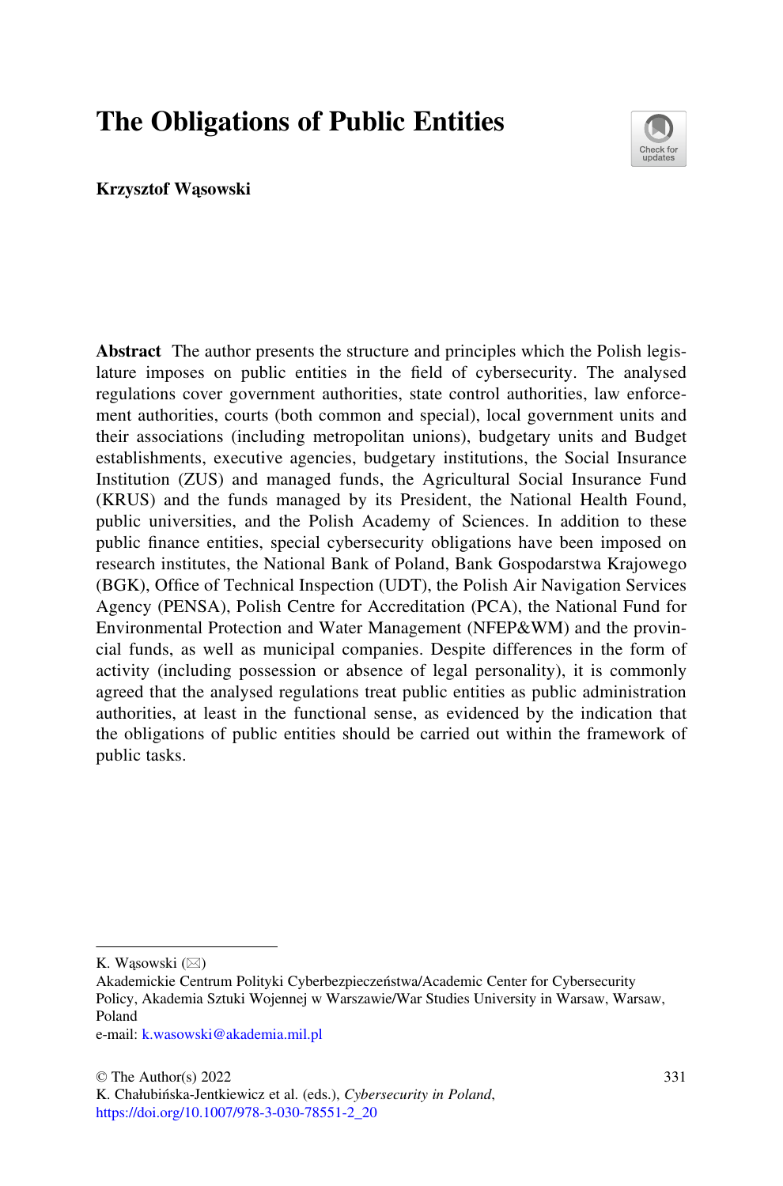# The Obligations of Public Entities

**Krzysztof Wąsowski**

**Abstract** The author presents the structure and principles which the Polish legislature imposes on public entities in the field of cybersecurity. The analysed regulations cover government authorities, state control authorities, law enforcement authorities, courts (both common and special), local government units and their associations (including metropolitan unions), budgetary units and Budget establishments, executive agencies, budgetary institutions, the Social Insurance Institution (ZUS) and managed funds, the Agricultural Social Insurance Fund (KRUS) and the funds managed by its President, the National Health Found, public universities, and the Polish Academy of Sciences. In addition to these public finance entities, special cybersecurity obligations have been imposed on research institutes, the National Bank of Poland, Bank Gospodarstwa Krajowego (BGK), Office of Technical Inspection (UDT), the Polish Air Navigation Services Agency (PENSA), Polish Centre for Accreditation (PCA), the National Fund for Environmental Protection and Water Management (NFEP&WM) and the provincial funds, as well as municipal companies. Despite differences in the form of activity (including possession or absence of legal personality), it is commonly agreed that the analysed regulations treat public entities as public administration authorities, at least in the functional sense, as evidenced by the indication that the obligations of public entities should be carried out within the framework of public tasks.

---

K. Wąsowski (✉)
Akademickie Centrum Polityki Cyberbezpieczeństwa/Academic Center for Cybersecurity Policy, Akademia Sztuki Wojennej w Warszawie/War Studies University in Warsaw, Warsaw, Poland
e-mail: k.wasowski@akademia.mil.pl

© The Author(s) 2022
K. Chałubińska-Jentkiewicz et al. (eds.), *Cybersecurity in Poland*,
https://doi.org/10.1007/978-3-030-78551-2_20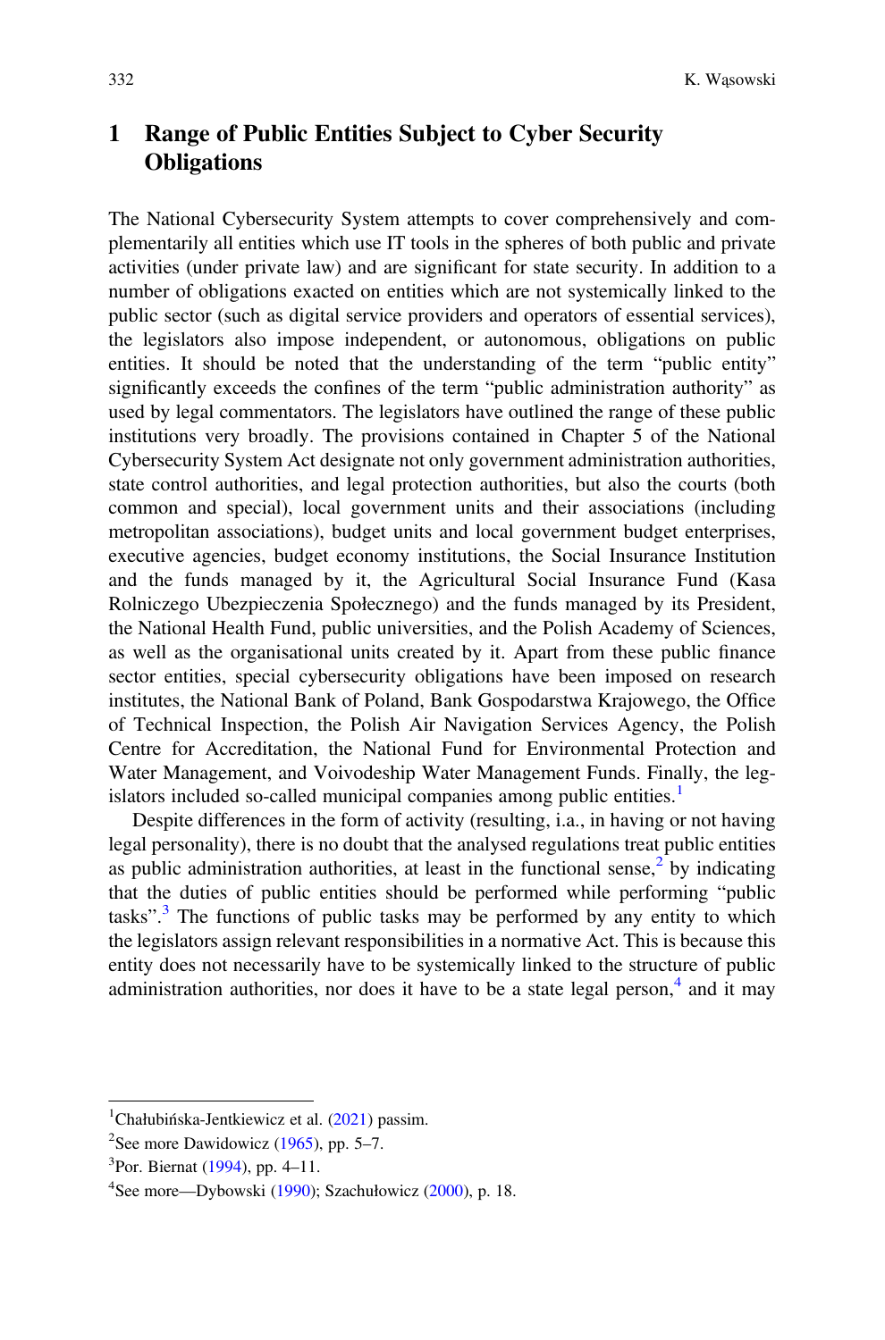# 1 Range of Public Entities Subject to Cyber Security Obligations

The National Cybersecurity System attempts to cover comprehensively and complementarily all entities which use IT tools in the spheres of both public and private activities (under private law) and are significant for state security. In addition to a number of obligations exacted on entities which are not systemically linked to the public sector (such as digital service providers and operators of essential services), the legislators also impose independent, or autonomous, obligations on public entities. It should be noted that the understanding of the term "public entity" significantly exceeds the confines of the term "public administration authority" as used by legal commentators. The legislators have outlined the range of these public institutions very broadly. The provisions contained in Chapter 5 of the National Cybersecurity System Act designate not only government administration authorities, state control authorities, and legal protection authorities, but also the courts (both common and special), local government units and their associations (including metropolitan associations), budget units and local government budget enterprises, executive agencies, budget economy institutions, the Social Insurance Institution and the funds managed by it, the Agricultural Social Insurance Fund (Kasa Rolniczego Ubezpieczenia Społecznego) and the funds managed by its President, the National Health Fund, public universities, and the Polish Academy of Sciences, as well as the organisational units created by it. Apart from these public finance sector entities, special cybersecurity obligations have been imposed on research institutes, the National Bank of Poland, Bank Gospodarstwa Krajowego, the Office of Technical Inspection, the Polish Air Navigation Services Agency, the Polish Centre for Accreditation, the National Fund for Environmental Protection and Water Management, and Voivodeship Water Management Funds. Finally, the legislators included so-called municipal companies among public entities.[1]

Despite differences in the form of activity (resulting, i.a., in having or not having legal personality), there is no doubt that the analysed regulations treat public entities as public administration authorities, at least in the functional sense,[2] by indicating that the duties of public entities should be performed while performing "public tasks".[3] The functions of public tasks may be performed by any entity to which the legislators assign relevant responsibilities in a normative Act. This is because this entity does not necessarily have to be systemically linked to the structure of public administration authorities, nor does it have to be a state legal person,[4] and it may

---

[1] Chałubińska-Jentkiewicz et al. (2021) passim.

[2] See more Dawidowicz (1965), pp. 5–7.

[3] Por. Biernat (1994), pp. 4–11.

[4] See more—Dybowski (1990); Szachułowicz (2000), p. 18.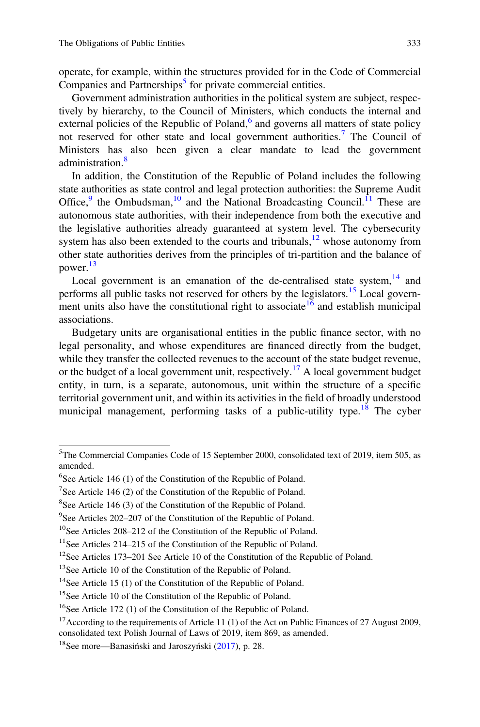operate, for example, within the structures provided for in the Code of Commercial Companies and Partnerships[5] for private commercial entities.

Government administration authorities in the political system are subject, respectively by hierarchy, to the Council of Ministers, which conducts the internal and external policies of the Republic of Poland,[6] and governs all matters of state policy not reserved for other state and local government authorities.[7] The Council of Ministers has also been given a clear mandate to lead the government administration.[8]

In addition, the Constitution of the Republic of Poland includes the following state authorities as state control and legal protection authorities: the Supreme Audit Office,[9] the Ombudsman,[10] and the National Broadcasting Council.[11] These are autonomous state authorities, with their independence from both the executive and the legislative authorities already guaranteed at system level. The cybersecurity system has also been extended to the courts and tribunals,[12] whose autonomy from other state authorities derives from the principles of tri-partition and the balance of power.[13]

Local government is an emanation of the de-centralised state system,[14] and performs all public tasks not reserved for others by the legislators.[15] Local government units also have the constitutional right to associate[16] and establish municipal associations.

Budgetary units are organisational entities in the public finance sector, with no legal personality, and whose expenditures are financed directly from the budget, while they transfer the collected revenues to the account of the state budget revenue, or the budget of a local government unit, respectively.[17] A local government budget entity, in turn, is a separate, autonomous, unit within the structure of a specific territorial government unit, and within its activities in the field of broadly understood municipal management, performing tasks of a public-utility type.[18] The cyber

---

[5]The Commercial Companies Code of 15 September 2000, consolidated text of 2019, item 505, as amended.

[6]See Article 146 (1) of the Constitution of the Republic of Poland.

[7]See Article 146 (2) of the Constitution of the Republic of Poland.

[8]See Article 146 (3) of the Constitution of the Republic of Poland.

[9]See Articles 202–207 of the Constitution of the Republic of Poland.

[10]See Articles 208–212 of the Constitution of the Republic of Poland.

[11]See Articles 214–215 of the Constitution of the Republic of Poland.

[12]See Articles 173–201 See Article 10 of the Constitution of the Republic of Poland.

[13]See Article 10 of the Constitution of the Republic of Poland.

[14]See Article 15 (1) of the Constitution of the Republic of Poland.

[15]See Article 10 of the Constitution of the Republic of Poland.

[16]See Article 172 (1) of the Constitution of the Republic of Poland.

[17]According to the requirements of Article 11 (1) of the Act on Public Finances of 27 August 2009, consolidated text Polish Journal of Laws of 2019, item 869, as amended.

[18]See more—Banasiński and Jaroszyński (2017), p. 28.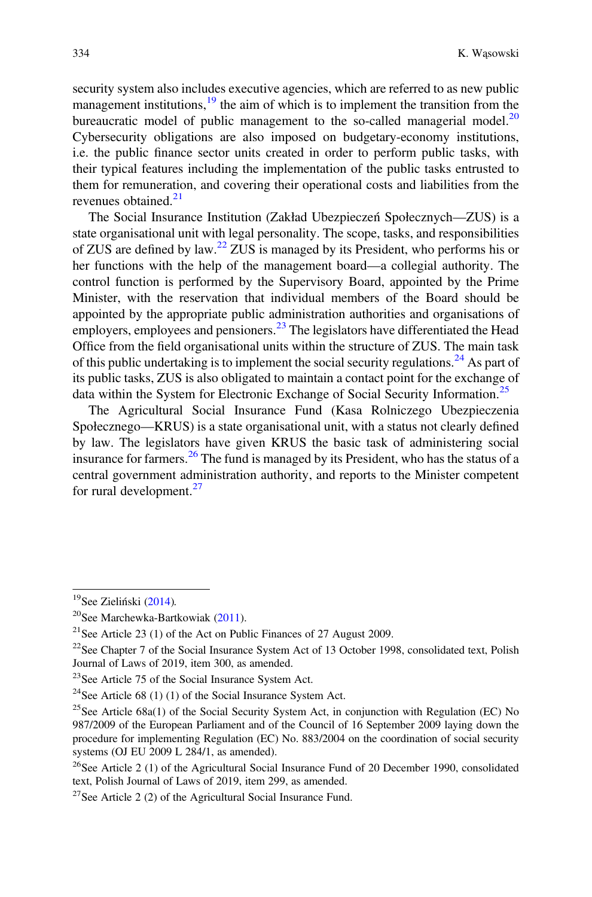security system also includes executive agencies, which are referred to as new public management institutions,[19] the aim of which is to implement the transition from the bureaucratic model of public management to the so-called managerial model.[20] Cybersecurity obligations are also imposed on budgetary-economy institutions, i.e. the public finance sector units created in order to perform public tasks, with their typical features including the implementation of the public tasks entrusted to them for remuneration, and covering their operational costs and liabilities from the revenues obtained.[21]

The Social Insurance Institution (Zakład Ubezpieczeń Społecznych—ZUS) is a state organisational unit with legal personality. The scope, tasks, and responsibilities of ZUS are defined by law.[22] ZUS is managed by its President, who performs his or her functions with the help of the management board—a collegial authority. The control function is performed by the Supervisory Board, appointed by the Prime Minister, with the reservation that individual members of the Board should be appointed by the appropriate public administration authorities and organisations of employers, employees and pensioners.[23] The legislators have differentiated the Head Office from the field organisational units within the structure of ZUS. The main task of this public undertaking is to implement the social security regulations.[24] As part of its public tasks, ZUS is also obligated to maintain a contact point for the exchange of data within the System for Electronic Exchange of Social Security Information.[25]

The Agricultural Social Insurance Fund (Kasa Rolniczego Ubezpieczenia Społecznego—KRUS) is a state organisational unit, with a status not clearly defined by law. The legislators have given KRUS the basic task of administering social insurance for farmers.[26] The fund is managed by its President, who has the status of a central government administration authority, and reports to the Minister competent for rural development.[27]

---

[19] See Zieliński (2014).

[20] See Marchewka-Bartkowiak (2011).

[21] See Article 23 (1) of the Act on Public Finances of 27 August 2009.

[22] See Chapter 7 of the Social Insurance System Act of 13 October 1998, consolidated text, Polish Journal of Laws of 2019, item 300, as amended.

[23] See Article 75 of the Social Insurance System Act.

[24] See Article 68 (1) (1) of the Social Insurance System Act.

[25] See Article 68a(1) of the Social Security System Act, in conjunction with Regulation (EC) No 987/2009 of the European Parliament and of the Council of 16 September 2009 laying down the procedure for implementing Regulation (EC) No. 883/2004 on the coordination of social security systems (OJ EU 2009 L 284/1, as amended).

[26] See Article 2 (1) of the Agricultural Social Insurance Fund of 20 December 1990, consolidated text, Polish Journal of Laws of 2019, item 299, as amended.

[27] See Article 2 (2) of the Agricultural Social Insurance Fund.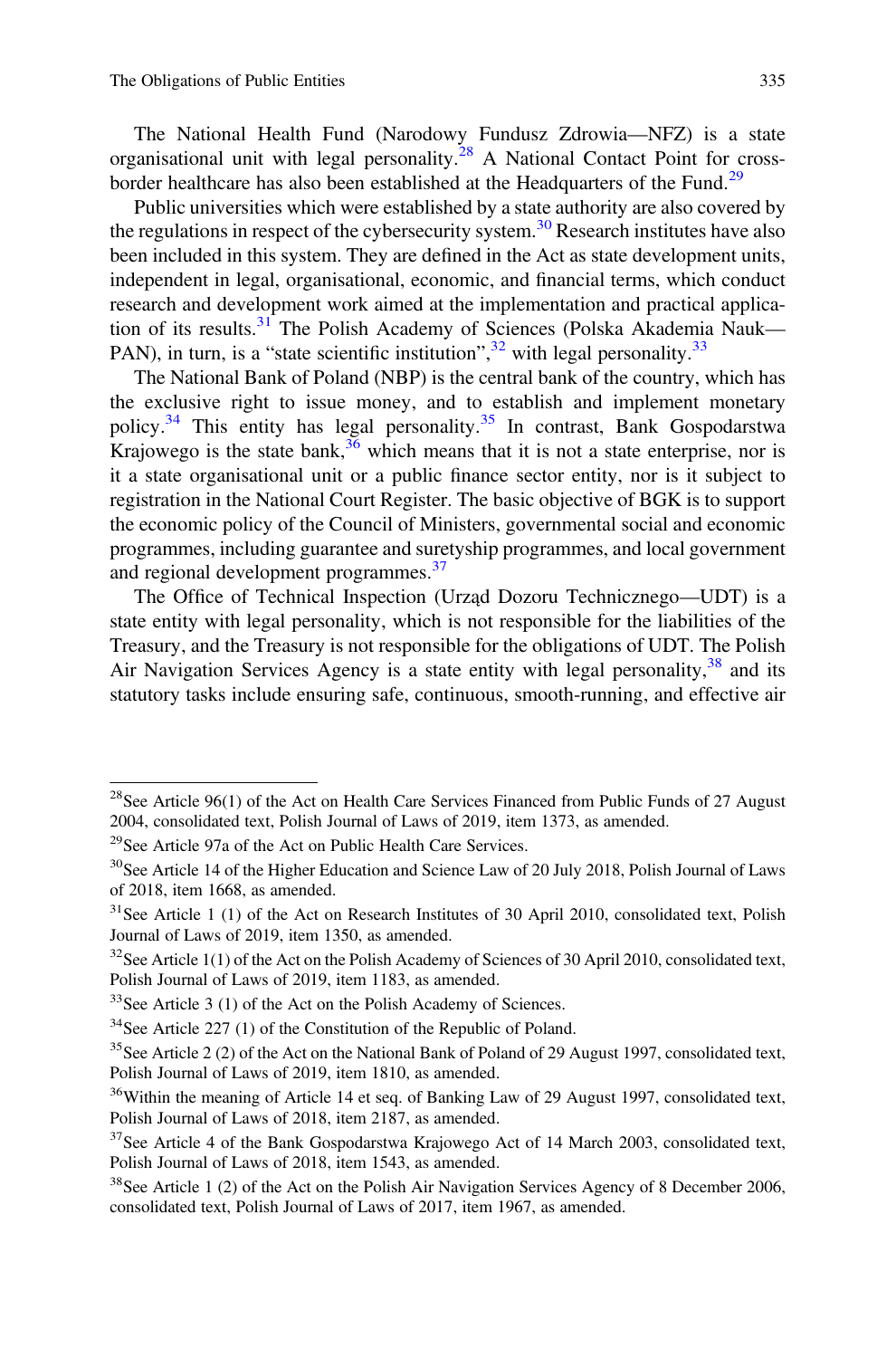The National Health Fund (Narodowy Fundusz Zdrowia—NFZ) is a state organisational unit with legal personality.[28] A National Contact Point for cross-border healthcare has also been established at the Headquarters of the Fund.[29]

Public universities which were established by a state authority are also covered by the regulations in respect of the cybersecurity system.[30] Research institutes have also been included in this system. They are defined in the Act as state development units, independent in legal, organisational, economic, and financial terms, which conduct research and development work aimed at the implementation and practical application of its results.[31] The Polish Academy of Sciences (Polska Akademia Nauk—PAN), in turn, is a "state scientific institution",[32] with legal personality.[33]

The National Bank of Poland (NBP) is the central bank of the country, which has the exclusive right to issue money, and to establish and implement monetary policy.[34] This entity has legal personality.[35] In contrast, Bank Gospodarstwa Krajowego is the state bank,[36] which means that it is not a state enterprise, nor is it a state organisational unit or a public finance sector entity, nor is it subject to registration in the National Court Register. The basic objective of BGK is to support the economic policy of the Council of Ministers, governmental social and economic programmes, including guarantee and suretyship programmes, and local government and regional development programmes.[37]

The Office of Technical Inspection (Urząd Dozoru Technicznego—UDT) is a state entity with legal personality, which is not responsible for the liabilities of the Treasury, and the Treasury is not responsible for the obligations of UDT. The Polish Air Navigation Services Agency is a state entity with legal personality,[38] and its statutory tasks include ensuring safe, continuous, smooth-running, and effective air

---

[28] See Article 96(1) of the Act on Health Care Services Financed from Public Funds of 27 August 2004, consolidated text, Polish Journal of Laws of 2019, item 1373, as amended.

[29] See Article 97a of the Act on Public Health Care Services.

[30] See Article 14 of the Higher Education and Science Law of 20 July 2018, Polish Journal of Laws of 2018, item 1668, as amended.

[31] See Article 1 (1) of the Act on Research Institutes of 30 April 2010, consolidated text, Polish Journal of Laws of 2019, item 1350, as amended.

[32] See Article 1(1) of the Act on the Polish Academy of Sciences of 30 April 2010, consolidated text, Polish Journal of Laws of 2019, item 1183, as amended.

[33] See Article 3 (1) of the Act on the Polish Academy of Sciences.

[34] See Article 227 (1) of the Constitution of the Republic of Poland.

[35] See Article 2 (2) of the Act on the National Bank of Poland of 29 August 1997, consolidated text, Polish Journal of Laws of 2019, item 1810, as amended.

[36] Within the meaning of Article 14 et seq. of Banking Law of 29 August 1997, consolidated text, Polish Journal of Laws of 2018, item 2187, as amended.

[37] See Article 4 of the Bank Gospodarstwa Krajowego Act of 14 March 2003, consolidated text, Polish Journal of Laws of 2018, item 1543, as amended.

[38] See Article 1 (2) of the Act on the Polish Air Navigation Services Agency of 8 December 2006, consolidated text, Polish Journal of Laws of 2017, item 1967, as amended.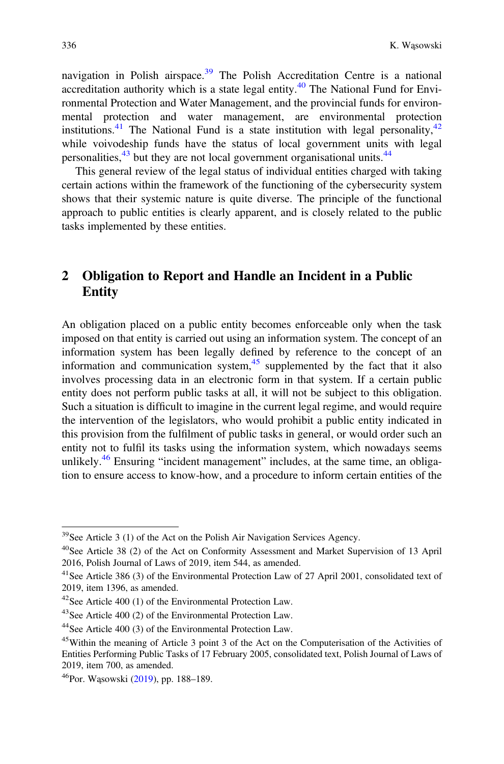navigation in Polish airspace.[39] The Polish Accreditation Centre is a national accreditation authority which is a state legal entity.[40] The National Fund for Environmental Protection and Water Management, and the provincial funds for environmental protection and water management, are environmental protection institutions.[41] The National Fund is a state institution with legal personality,[42] while voivodeship funds have the status of local government units with legal personalities,[43] but they are not local government organisational units.[44]

This general review of the legal status of individual entities charged with taking certain actions within the framework of the functioning of the cybersecurity system shows that their systemic nature is quite diverse. The principle of the functional approach to public entities is clearly apparent, and is closely related to the public tasks implemented by these entities.

## 2 Obligation to Report and Handle an Incident in a Public Entity

An obligation placed on a public entity becomes enforceable only when the task imposed on that entity is carried out using an information system. The concept of an information system has been legally defined by reference to the concept of an information and communication system,[45] supplemented by the fact that it also involves processing data in an electronic form in that system. If a certain public entity does not perform public tasks at all, it will not be subject to this obligation. Such a situation is difficult to imagine in the current legal regime, and would require the intervention of the legislators, who would prohibit a public entity indicated in this provision from the fulfilment of public tasks in general, or would order such an entity not to fulfil its tasks using the information system, which nowadays seems unlikely.[46] Ensuring "incident management" includes, at the same time, an obligation to ensure access to know-how, and a procedure to inform certain entities of the

---

[39] See Article 3 (1) of the Act on the Polish Air Navigation Services Agency.

[40] See Article 38 (2) of the Act on Conformity Assessment and Market Supervision of 13 April 2016, Polish Journal of Laws of 2019, item 544, as amended.

[41] See Article 386 (3) of the Environmental Protection Law of 27 April 2001, consolidated text of 2019, item 1396, as amended.

[42] See Article 400 (1) of the Environmental Protection Law.

[43] See Article 400 (2) of the Environmental Protection Law.

[44] See Article 400 (3) of the Environmental Protection Law.

[45] Within the meaning of Article 3 point 3 of the Act on the Computerisation of the Activities of Entities Performing Public Tasks of 17 February 2005, consolidated text, Polish Journal of Laws of 2019, item 700, as amended.

[46] Por. Wąsowski (2019), pp. 188–189.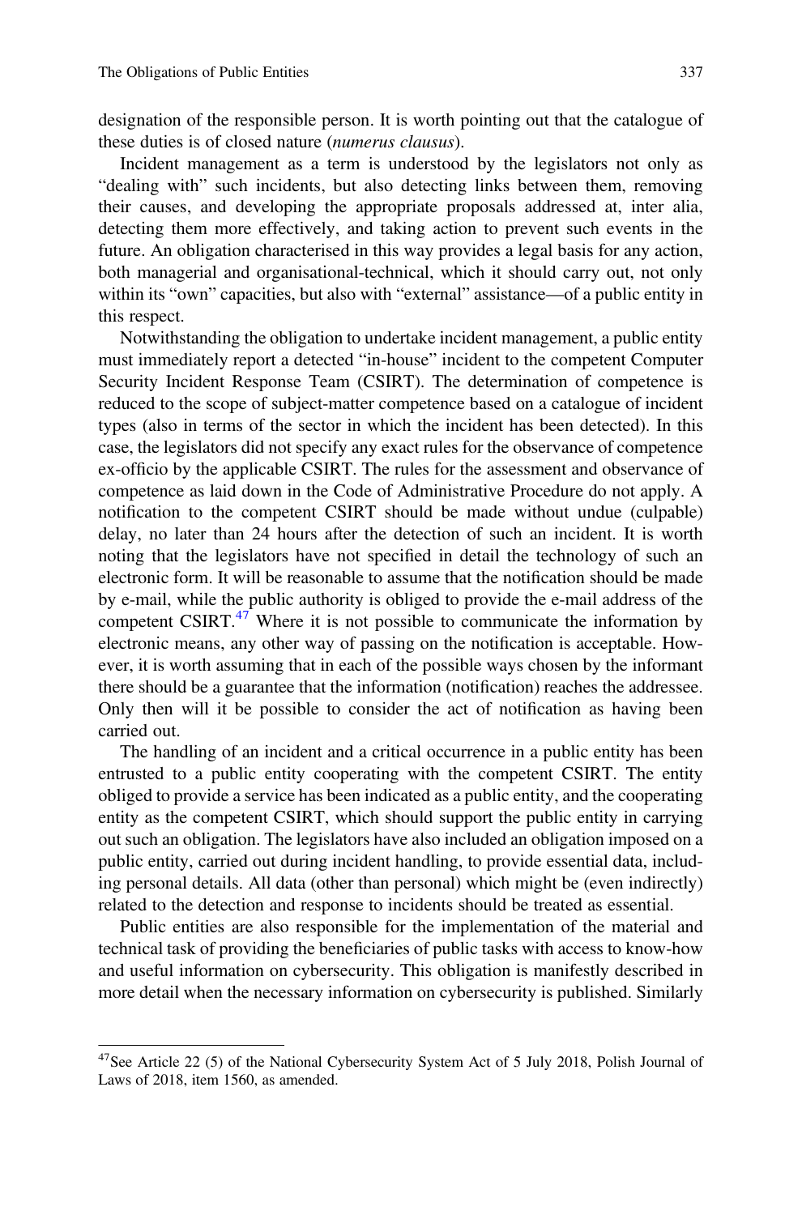designation of the responsible person. It is worth pointing out that the catalogue of these duties is of closed nature (*numerus clausus*).

Incident management as a term is understood by the legislators not only as "dealing with" such incidents, but also detecting links between them, removing their causes, and developing the appropriate proposals addressed at, inter alia, detecting them more effectively, and taking action to prevent such events in the future. An obligation characterised in this way provides a legal basis for any action, both managerial and organisational-technical, which it should carry out, not only within its "own" capacities, but also with "external" assistance—of a public entity in this respect.

Notwithstanding the obligation to undertake incident management, a public entity must immediately report a detected "in-house" incident to the competent Computer Security Incident Response Team (CSIRT). The determination of competence is reduced to the scope of subject-matter competence based on a catalogue of incident types (also in terms of the sector in which the incident has been detected). In this case, the legislators did not specify any exact rules for the observance of competence ex-officio by the applicable CSIRT. The rules for the assessment and observance of competence as laid down in the Code of Administrative Procedure do not apply. A notification to the competent CSIRT should be made without undue (culpable) delay, no later than 24 hours after the detection of such an incident. It is worth noting that the legislators have not specified in detail the technology of such an electronic form. It will be reasonable to assume that the notification should be made by e-mail, while the public authority is obliged to provide the e-mail address of the competent CSIRT.[47] Where it is not possible to communicate the information by electronic means, any other way of passing on the notification is acceptable. However, it is worth assuming that in each of the possible ways chosen by the informant there should be a guarantee that the information (notification) reaches the addressee. Only then will it be possible to consider the act of notification as having been carried out.

The handling of an incident and a critical occurrence in a public entity has been entrusted to a public entity cooperating with the competent CSIRT. The entity obliged to provide a service has been indicated as a public entity, and the cooperating entity as the competent CSIRT, which should support the public entity in carrying out such an obligation. The legislators have also included an obligation imposed on a public entity, carried out during incident handling, to provide essential data, including personal details. All data (other than personal) which might be (even indirectly) related to the detection and response to incidents should be treated as essential.

Public entities are also responsible for the implementation of the material and technical task of providing the beneficiaries of public tasks with access to know-how and useful information on cybersecurity. This obligation is manifestly described in more detail when the necessary information on cybersecurity is published. Similarly

---

[47] See Article 22 (5) of the National Cybersecurity System Act of 5 July 2018, Polish Journal of Laws of 2018, item 1560, as amended.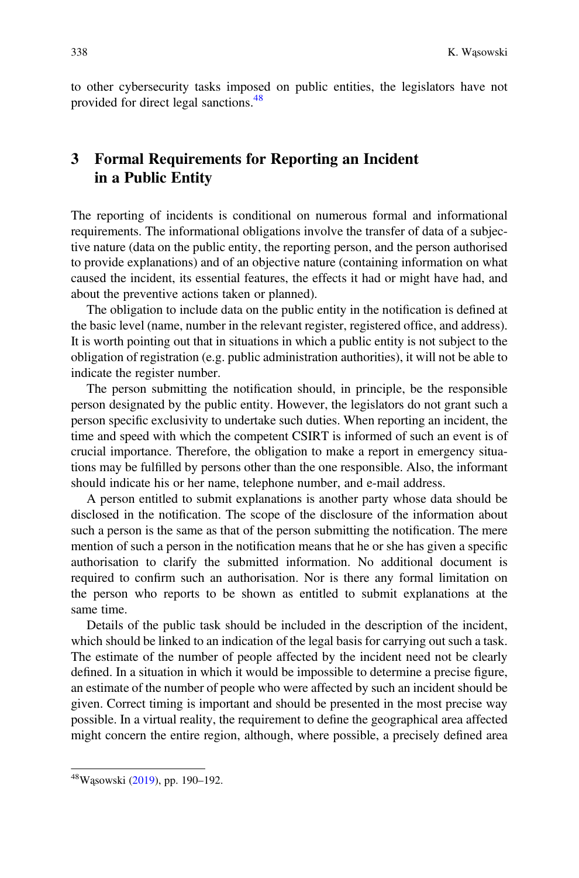to other cybersecurity tasks imposed on public entities, the legislators have not provided for direct legal sanctions.[48]

## 3 Formal Requirements for Reporting an Incident in a Public Entity

The reporting of incidents is conditional on numerous formal and informational requirements. The informational obligations involve the transfer of data of a subjective nature (data on the public entity, the reporting person, and the person authorised to provide explanations) and of an objective nature (containing information on what caused the incident, its essential features, the effects it had or might have had, and about the preventive actions taken or planned).

The obligation to include data on the public entity in the notification is defined at the basic level (name, number in the relevant register, registered office, and address). It is worth pointing out that in situations in which a public entity is not subject to the obligation of registration (e.g. public administration authorities), it will not be able to indicate the register number.

The person submitting the notification should, in principle, be the responsible person designated by the public entity. However, the legislators do not grant such a person specific exclusivity to undertake such duties. When reporting an incident, the time and speed with which the competent CSIRT is informed of such an event is of crucial importance. Therefore, the obligation to make a report in emergency situations may be fulfilled by persons other than the one responsible. Also, the informant should indicate his or her name, telephone number, and e-mail address.

A person entitled to submit explanations is another party whose data should be disclosed in the notification. The scope of the disclosure of the information about such a person is the same as that of the person submitting the notification. The mere mention of such a person in the notification means that he or she has given a specific authorisation to clarify the submitted information. No additional document is required to confirm such an authorisation. Nor is there any formal limitation on the person who reports to be shown as entitled to submit explanations at the same time.

Details of the public task should be included in the description of the incident, which should be linked to an indication of the legal basis for carrying out such a task. The estimate of the number of people affected by the incident need not be clearly defined. In a situation in which it would be impossible to determine a precise figure, an estimate of the number of people who were affected by such an incident should be given. Correct timing is important and should be presented in the most precise way possible. In a virtual reality, the requirement to define the geographical area affected might concern the entire region, although, where possible, a precisely defined area

[48] Wąsowski (2019), pp. 190–192.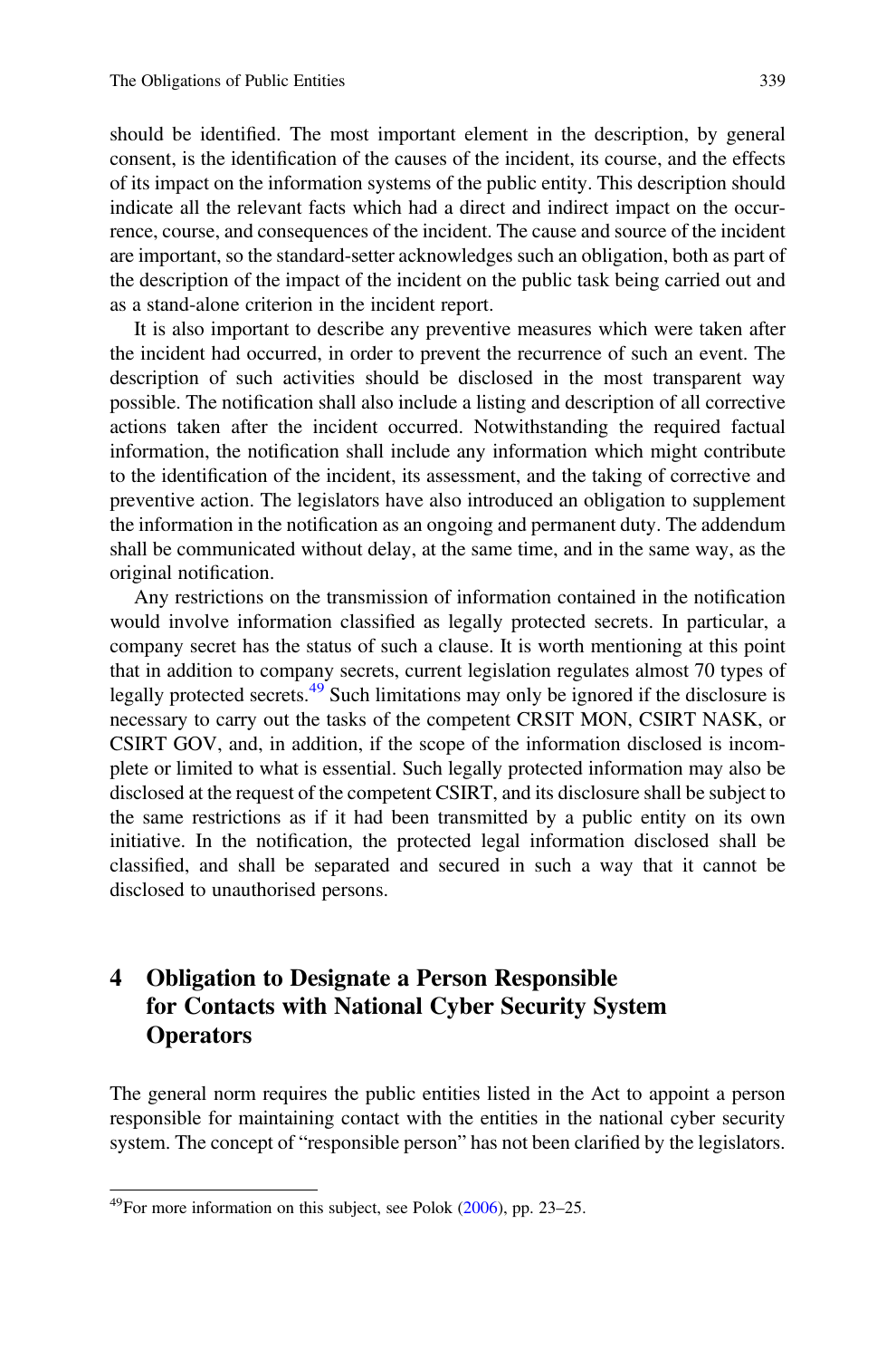should be identified. The most important element in the description, by general consent, is the identification of the causes of the incident, its course, and the effects of its impact on the information systems of the public entity. This description should indicate all the relevant facts which had a direct and indirect impact on the occurrence, course, and consequences of the incident. The cause and source of the incident are important, so the standard-setter acknowledges such an obligation, both as part of the description of the impact of the incident on the public task being carried out and as a stand-alone criterion in the incident report.

It is also important to describe any preventive measures which were taken after the incident had occurred, in order to prevent the recurrence of such an event. The description of such activities should be disclosed in the most transparent way possible. The notification shall also include a listing and description of all corrective actions taken after the incident occurred. Notwithstanding the required factual information, the notification shall include any information which might contribute to the identification of the incident, its assessment, and the taking of corrective and preventive action. The legislators have also introduced an obligation to supplement the information in the notification as an ongoing and permanent duty. The addendum shall be communicated without delay, at the same time, and in the same way, as the original notification.

Any restrictions on the transmission of information contained in the notification would involve information classified as legally protected secrets. In particular, a company secret has the status of such a clause. It is worth mentioning at this point that in addition to company secrets, current legislation regulates almost 70 types of legally protected secrets.[49] Such limitations may only be ignored if the disclosure is necessary to carry out the tasks of the competent CRSIT MON, CSIRT NASK, or CSIRT GOV, and, in addition, if the scope of the information disclosed is incomplete or limited to what is essential. Such legally protected information may also be disclosed at the request of the competent CSIRT, and its disclosure shall be subject to the same restrictions as if it had been transmitted by a public entity on its own initiative. In the notification, the protected legal information disclosed shall be classified, and shall be separated and secured in such a way that it cannot be disclosed to unauthorised persons.

## 4 Obligation to Designate a Person Responsible for Contacts with National Cyber Security System Operators

The general norm requires the public entities listed in the Act to appoint a person responsible for maintaining contact with the entities in the national cyber security system. The concept of "responsible person" has not been clarified by the legislators.

---

[49] For more information on this subject, see Polok (2006), pp. 23–25.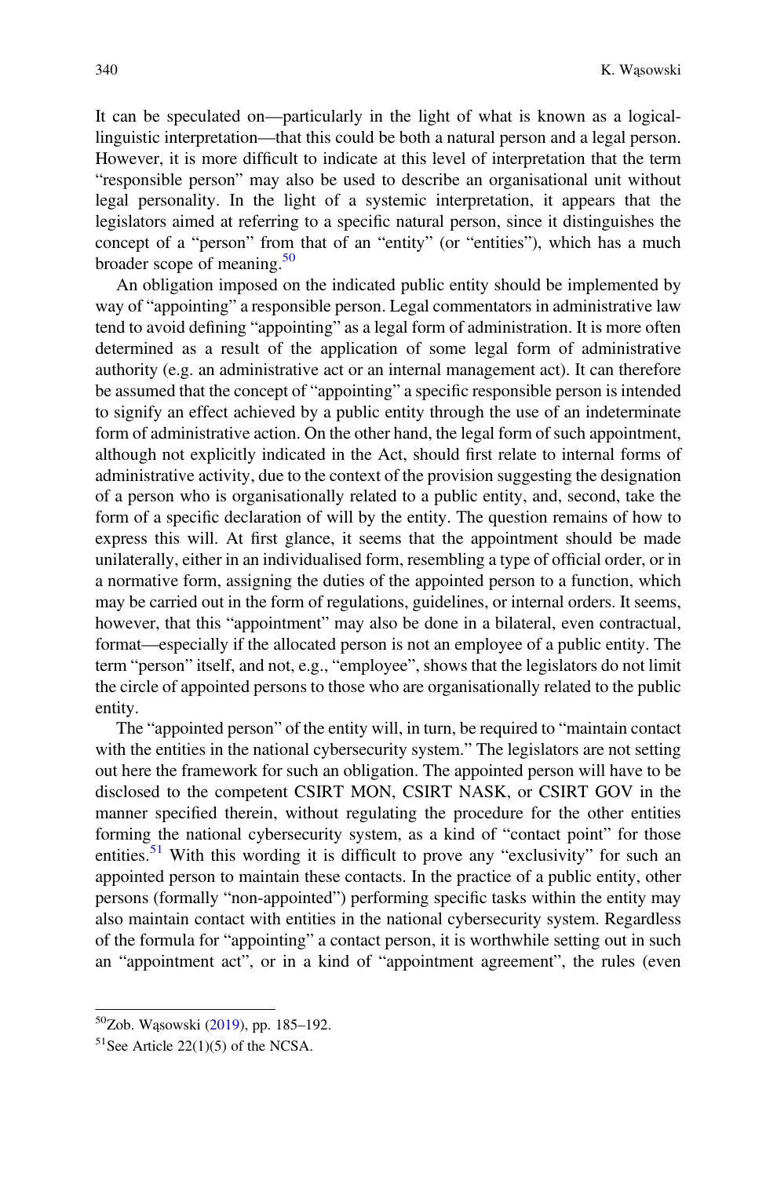It can be speculated on—particularly in the light of what is known as a logical-linguistic interpretation—that this could be both a natural person and a legal person. However, it is more difficult to indicate at this level of interpretation that the term "responsible person" may also be used to describe an organisational unit without legal personality. In the light of a systemic interpretation, it appears that the legislators aimed at referring to a specific natural person, since it distinguishes the concept of a "person" from that of an "entity" (or "entities"), which has a much broader scope of meaning.[50]

An obligation imposed on the indicated public entity should be implemented by way of "appointing" a responsible person. Legal commentators in administrative law tend to avoid defining "appointing" as a legal form of administration. It is more often determined as a result of the application of some legal form of administrative authority (e.g. an administrative act or an internal management act). It can therefore be assumed that the concept of "appointing" a specific responsible person is intended to signify an effect achieved by a public entity through the use of an indeterminate form of administrative action. On the other hand, the legal form of such appointment, although not explicitly indicated in the Act, should first relate to internal forms of administrative activity, due to the context of the provision suggesting the designation of a person who is organisationally related to a public entity, and, second, take the form of a specific declaration of will by the entity. The question remains of how to express this will. At first glance, it seems that the appointment should be made unilaterally, either in an individualised form, resembling a type of official order, or in a normative form, assigning the duties of the appointed person to a function, which may be carried out in the form of regulations, guidelines, or internal orders. It seems, however, that this "appointment" may also be done in a bilateral, even contractual, format—especially if the allocated person is not an employee of a public entity. The term "person" itself, and not, e.g., "employee", shows that the legislators do not limit the circle of appointed persons to those who are organisationally related to the public entity.

The "appointed person" of the entity will, in turn, be required to "maintain contact with the entities in the national cybersecurity system." The legislators are not setting out here the framework for such an obligation. The appointed person will have to be disclosed to the competent CSIRT MON, CSIRT NASK, or CSIRT GOV in the manner specified therein, without regulating the procedure for the other entities forming the national cybersecurity system, as a kind of "contact point" for those entities.[51] With this wording it is difficult to prove any "exclusivity" for such an appointed person to maintain these contacts. In the practice of a public entity, other persons (formally "non-appointed") performing specific tasks within the entity may also maintain contact with entities in the national cybersecurity system. Regardless of the formula for "appointing" a contact person, it is worthwhile setting out in such an "appointment act", or in a kind of "appointment agreement", the rules (even

---

[50] Zob. Wąsowski (2019), pp. 185–192.

[51] See Article 22(1)(5) of the NCSA.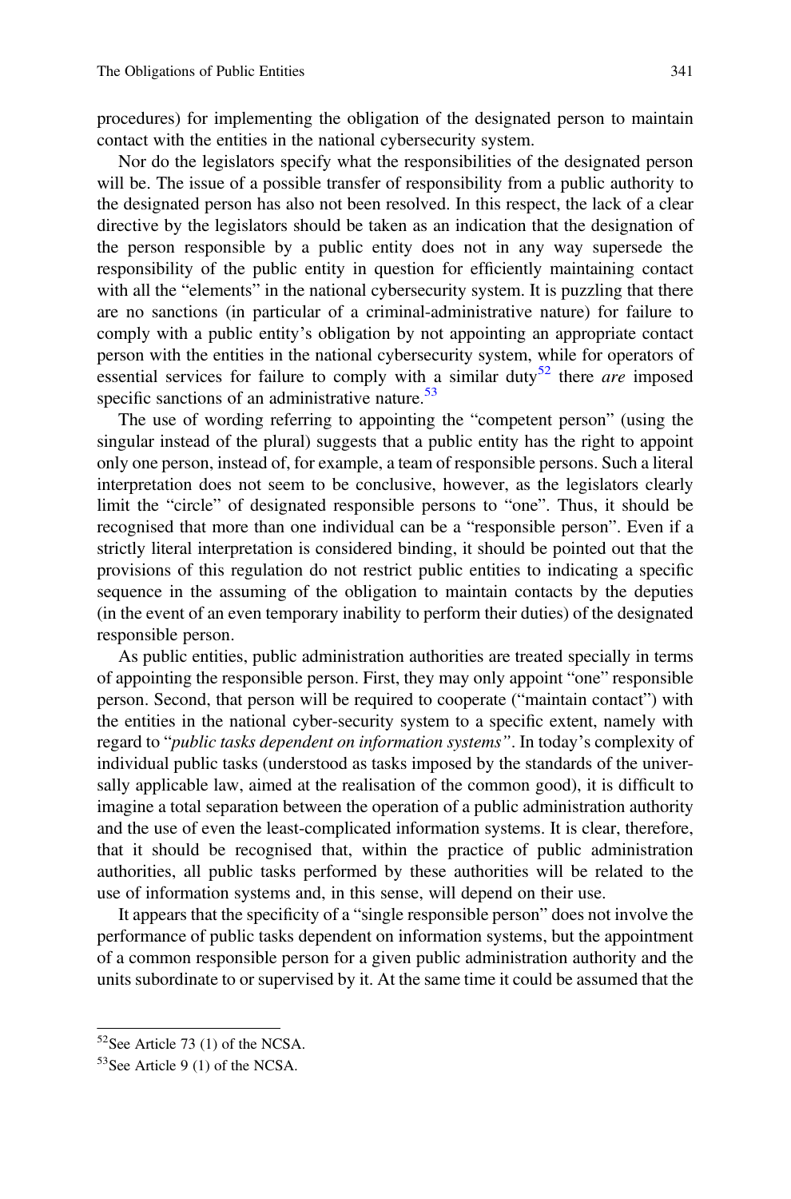procedures) for implementing the obligation of the designated person to maintain contact with the entities in the national cybersecurity system.

Nor do the legislators specify what the responsibilities of the designated person will be. The issue of a possible transfer of responsibility from a public authority to the designated person has also not been resolved. In this respect, the lack of a clear directive by the legislators should be taken as an indication that the designation of the person responsible by a public entity does not in any way supersede the responsibility of the public entity in question for efficiently maintaining contact with all the "elements" in the national cybersecurity system. It is puzzling that there are no sanctions (in particular of a criminal-administrative nature) for failure to comply with a public entity's obligation by not appointing an appropriate contact person with the entities in the national cybersecurity system, while for operators of essential services for failure to comply with a similar duty[52] there *are* imposed specific sanctions of an administrative nature.[53]

The use of wording referring to appointing the "competent person" (using the singular instead of the plural) suggests that a public entity has the right to appoint only one person, instead of, for example, a team of responsible persons. Such a literal interpretation does not seem to be conclusive, however, as the legislators clearly limit the "circle" of designated responsible persons to "one". Thus, it should be recognised that more than one individual can be a "responsible person". Even if a strictly literal interpretation is considered binding, it should be pointed out that the provisions of this regulation do not restrict public entities to indicating a specific sequence in the assuming of the obligation to maintain contacts by the deputies (in the event of an even temporary inability to perform their duties) of the designated responsible person.

As public entities, public administration authorities are treated specially in terms of appointing the responsible person. First, they may only appoint "one" responsible person. Second, that person will be required to cooperate ("maintain contact") with the entities in the national cyber-security system to a specific extent, namely with regard to "*public tasks dependent on information systems*". In today's complexity of individual public tasks (understood as tasks imposed by the standards of the universally applicable law, aimed at the realisation of the common good), it is difficult to imagine a total separation between the operation of a public administration authority and the use of even the least-complicated information systems. It is clear, therefore, that it should be recognised that, within the practice of public administration authorities, all public tasks performed by these authorities will be related to the use of information systems and, in this sense, will depend on their use.

It appears that the specificity of a "single responsible person" does not involve the performance of public tasks dependent on information systems, but the appointment of a common responsible person for a given public administration authority and the units subordinate to or supervised by it. At the same time it could be assumed that the

---

[52] See Article 73 (1) of the NCSA.

[53] See Article 9 (1) of the NCSA.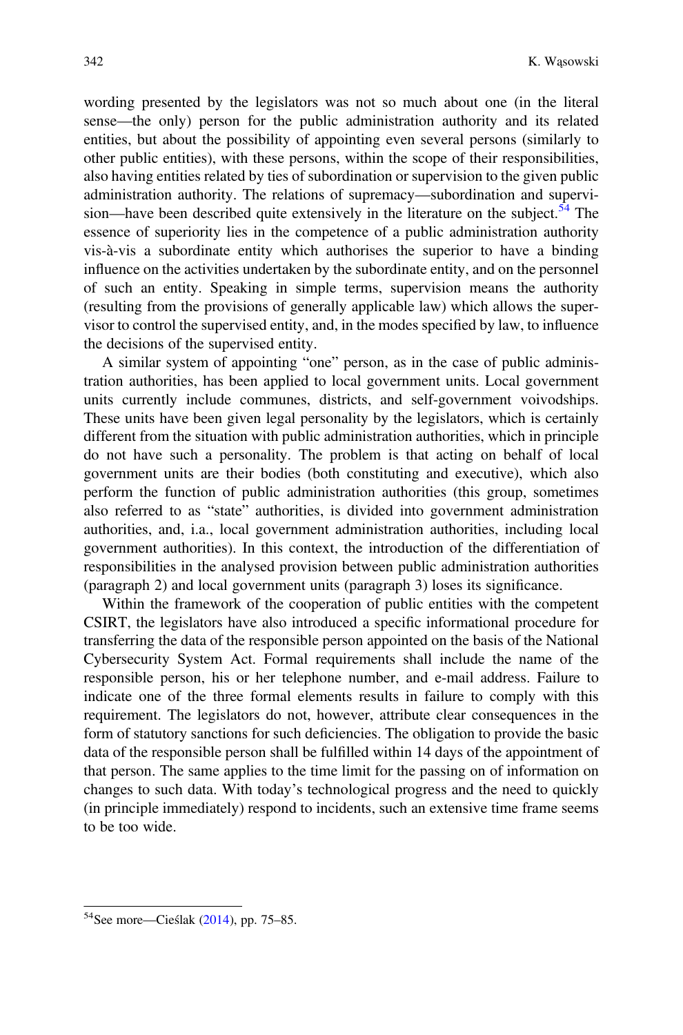wording presented by the legislators was not so much about one (in the literal sense—the only) person for the public administration authority and its related entities, but about the possibility of appointing even several persons (similarly to other public entities), with these persons, within the scope of their responsibilities, also having entities related by ties of subordination or supervision to the given public administration authority. The relations of supremacy—subordination and supervision—have been described quite extensively in the literature on the subject.[54] The essence of superiority lies in the competence of a public administration authority vis-à-vis a subordinate entity which authorises the superior to have a binding influence on the activities undertaken by the subordinate entity, and on the personnel of such an entity. Speaking in simple terms, supervision means the authority (resulting from the provisions of generally applicable law) which allows the supervisor to control the supervised entity, and, in the modes specified by law, to influence the decisions of the supervised entity.

A similar system of appointing "one" person, as in the case of public administration authorities, has been applied to local government units. Local government units currently include communes, districts, and self-government voivodships. These units have been given legal personality by the legislators, which is certainly different from the situation with public administration authorities, which in principle do not have such a personality. The problem is that acting on behalf of local government units are their bodies (both constituting and executive), which also perform the function of public administration authorities (this group, sometimes also referred to as "state" authorities, is divided into government administration authorities, and, i.a., local government administration authorities, including local government authorities). In this context, the introduction of the differentiation of responsibilities in the analysed provision between public administration authorities (paragraph 2) and local government units (paragraph 3) loses its significance.

Within the framework of the cooperation of public entities with the competent CSIRT, the legislators have also introduced a specific informational procedure for transferring the data of the responsible person appointed on the basis of the National Cybersecurity System Act. Formal requirements shall include the name of the responsible person, his or her telephone number, and e-mail address. Failure to indicate one of the three formal elements results in failure to comply with this requirement. The legislators do not, however, attribute clear consequences in the form of statutory sanctions for such deficiencies. The obligation to provide the basic data of the responsible person shall be fulfilled within 14 days of the appointment of that person. The same applies to the time limit for the passing on of information on changes to such data. With today's technological progress and the need to quickly (in principle immediately) respond to incidents, such an extensive time frame seems to be too wide.

---

[54] See more—Cieślak (2014), pp. 75–85.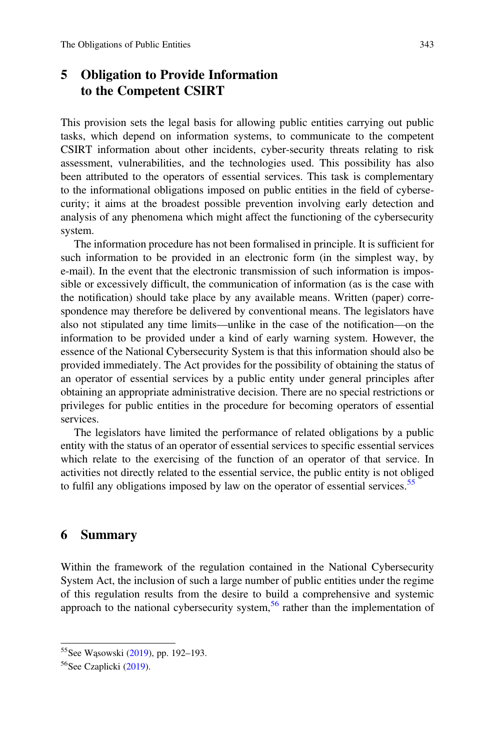## 5 Obligation to Provide Information to the Competent CSIRT

This provision sets the legal basis for allowing public entities carrying out public tasks, which depend on information systems, to communicate to the competent CSIRT information about other incidents, cyber-security threats relating to risk assessment, vulnerabilities, and the technologies used. This possibility has also been attributed to the operators of essential services. This task is complementary to the informational obligations imposed on public entities in the field of cybersecurity; it aims at the broadest possible prevention involving early detection and analysis of any phenomena which might affect the functioning of the cybersecurity system.

The information procedure has not been formalised in principle. It is sufficient for such information to be provided in an electronic form (in the simplest way, by e-mail). In the event that the electronic transmission of such information is impossible or excessively difficult, the communication of information (as is the case with the notification) should take place by any available means. Written (paper) correspondence may therefore be delivered by conventional means. The legislators have also not stipulated any time limits—unlike in the case of the notification—on the information to be provided under a kind of early warning system. However, the essence of the National Cybersecurity System is that this information should also be provided immediately. The Act provides for the possibility of obtaining the status of an operator of essential services by a public entity under general principles after obtaining an appropriate administrative decision. There are no special restrictions or privileges for public entities in the procedure for becoming operators of essential services.

The legislators have limited the performance of related obligations by a public entity with the status of an operator of essential services to specific essential services which relate to the exercising of the function of an operator of that service. In activities not directly related to the essential service, the public entity is not obliged to fulfil any obligations imposed by law on the operator of essential services.[55]

## 6 Summary

Within the framework of the regulation contained in the National Cybersecurity System Act, the inclusion of such a large number of public entities under the regime of this regulation results from the desire to build a comprehensive and systemic approach to the national cybersecurity system,[56] rather than the implementation of

---

[55] See Wąsowski (2019), pp. 192–193.

[56] See Czaplicki (2019).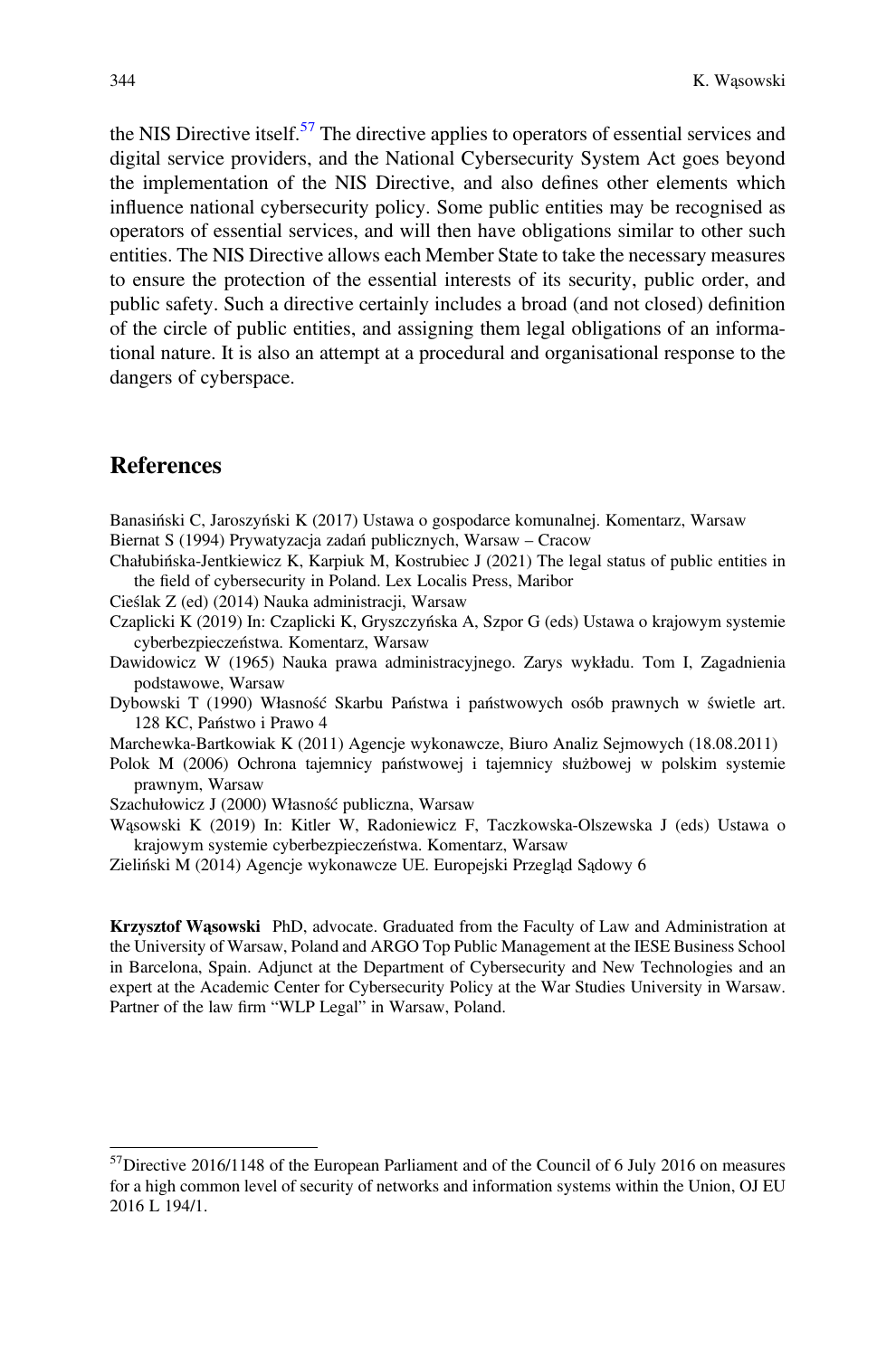the NIS Directive itself.[57] The directive applies to operators of essential services and digital service providers, and the National Cybersecurity System Act goes beyond the implementation of the NIS Directive, and also defines other elements which influence national cybersecurity policy. Some public entities may be recognised as operators of essential services, and will then have obligations similar to other such entities. The NIS Directive allows each Member State to take the necessary measures to ensure the protection of the essential interests of its security, public order, and public safety. Such a directive certainly includes a broad (and not closed) definition of the circle of public entities, and assigning them legal obligations of an informational nature. It is also an attempt at a procedural and organisational response to the dangers of cyberspace.

## References

Banasiński C, Jaroszyński K (2017) Ustawa o gospodarce komunalnej. Komentarz, Warsaw

Biernat S (1994) Prywatyzacja zadań publicznych, Warsaw – Cracow

Chałubińska-Jentkiewicz K, Karpiuk M, Kostrubiec J (2021) The legal status of public entities in the field of cybersecurity in Poland. Lex Localis Press, Maribor

Cieślak Z (ed) (2014) Nauka administracji, Warsaw

Czaplicki K (2019) In: Czaplicki K, Gryszczyńska A, Szpor G (eds) Ustawa o krajowym systemie cyberbezpieczeństwa. Komentarz, Warsaw

Dawidowicz W (1965) Nauka prawa administracyjnego. Zarys wykładu. Tom I, Zagadnienia podstawowe, Warsaw

Dybowski T (1990) Własność Skarbu Państwa i państwowych osób prawnych w świetle art. 128 KC, Państwo i Prawo 4

Marchewka-Bartkowiak K (2011) Agencje wykonawcze, Biuro Analiz Sejmowych (18.08.2011)

Polok M (2006) Ochrona tajemnicy państwowej i tajemnicy służbowej w polskim systemie prawnym, Warsaw

Szachułowicz J (2000) Własność publiczna, Warsaw

Wąsowski K (2019) In: Kitler W, Radoniewicz F, Taczkowska-Olszewska J (eds) Ustawa o krajowym systemie cyberbezpieczeństwa. Komentarz, Warsaw

Zieliński M (2014) Agencje wykonawcze UE. Europejski Przegląd Sądowy 6

**Krzysztof Wąsowski** PhD, advocate. Graduated from the Faculty of Law and Administration at the University of Warsaw, Poland and ARGO Top Public Management at the IESE Business School in Barcelona, Spain. Adjunct at the Department of Cybersecurity and New Technologies and an expert at the Academic Center for Cybersecurity Policy at the War Studies University in Warsaw. Partner of the law firm "WLP Legal" in Warsaw, Poland.

[57] Directive 2016/1148 of the European Parliament and of the Council of 6 July 2016 on measures for a high common level of security of networks and information systems within the Union, OJ EU 2016 L 194/1.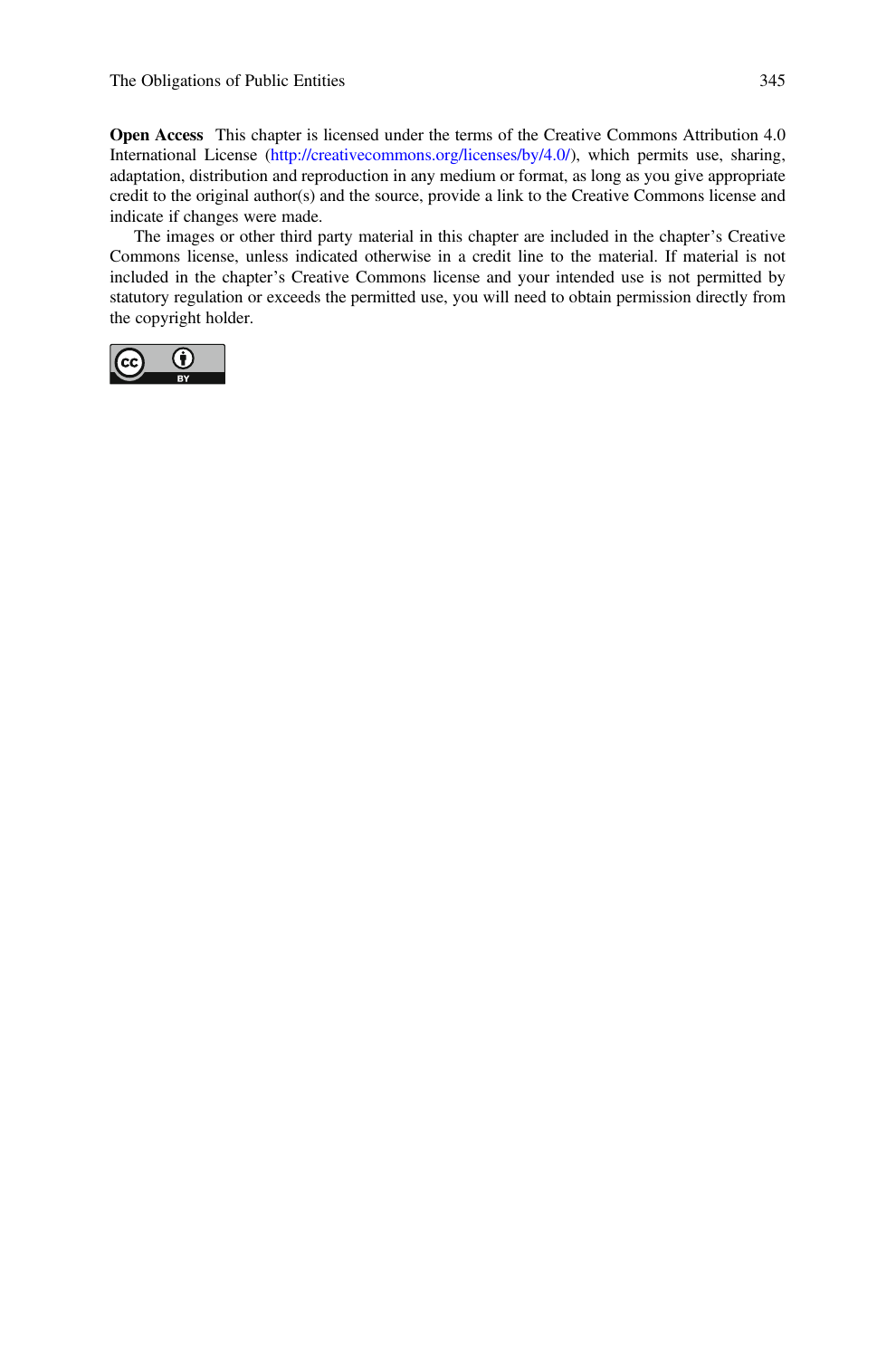**Open Access** This chapter is licensed under the terms of the Creative Commons Attribution 4.0 International License (http://creativecommons.org/licenses/by/4.0/), which permits use, sharing, adaptation, distribution and reproduction in any medium or format, as long as you give appropriate credit to the original author(s) and the source, provide a link to the Creative Commons license and indicate if changes were made.

The images or other third party material in this chapter are included in the chapter's Creative Commons license, unless indicated otherwise in a credit line to the material. If material is not included in the chapter's Creative Commons license and your intended use is not permitted by statutory regulation or exceeds the permitted use, you will need to obtain permission directly from the copyright holder.